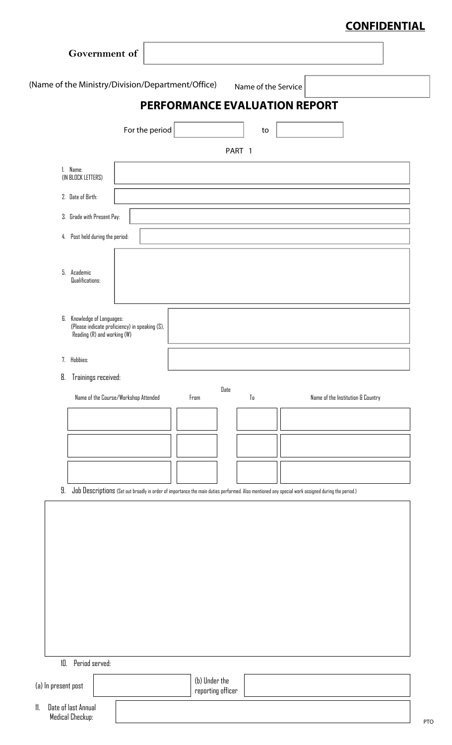**CONFIDENTIAL**

**Government of** 

(Name of the Ministry/Division/Department/Office) Name of the Service 

## PERFORMANCE EVALUATION REPORT

For the period  to 

PART 1

1. Name:
   (IN BLOCK LETTERS)
2. Date of Birth:
3. Grade with Present Pay:
4. Post held during the period:
5. Academic Qualifications:
6. Knowledge of Languages:
   (Please indicate proficiency) in speaking (S), Reading (R) and working (W)
7. Hobbies:
8. Trainings received:

| Name of the Course/Workshop Attended | Date From | Date To | Name of the Institution & Country |
|---|---|---|---|
| | | | |
| | | | |
| | | | |

9. Job Descriptions (Set out broadly in order of importance the main duties performed. Also mentioned any special work assigned during the period.)

10. Period served:

(a) In present post  (b) Under the reporting officer 

11. Date of last Annual Medical Checkup:

PTO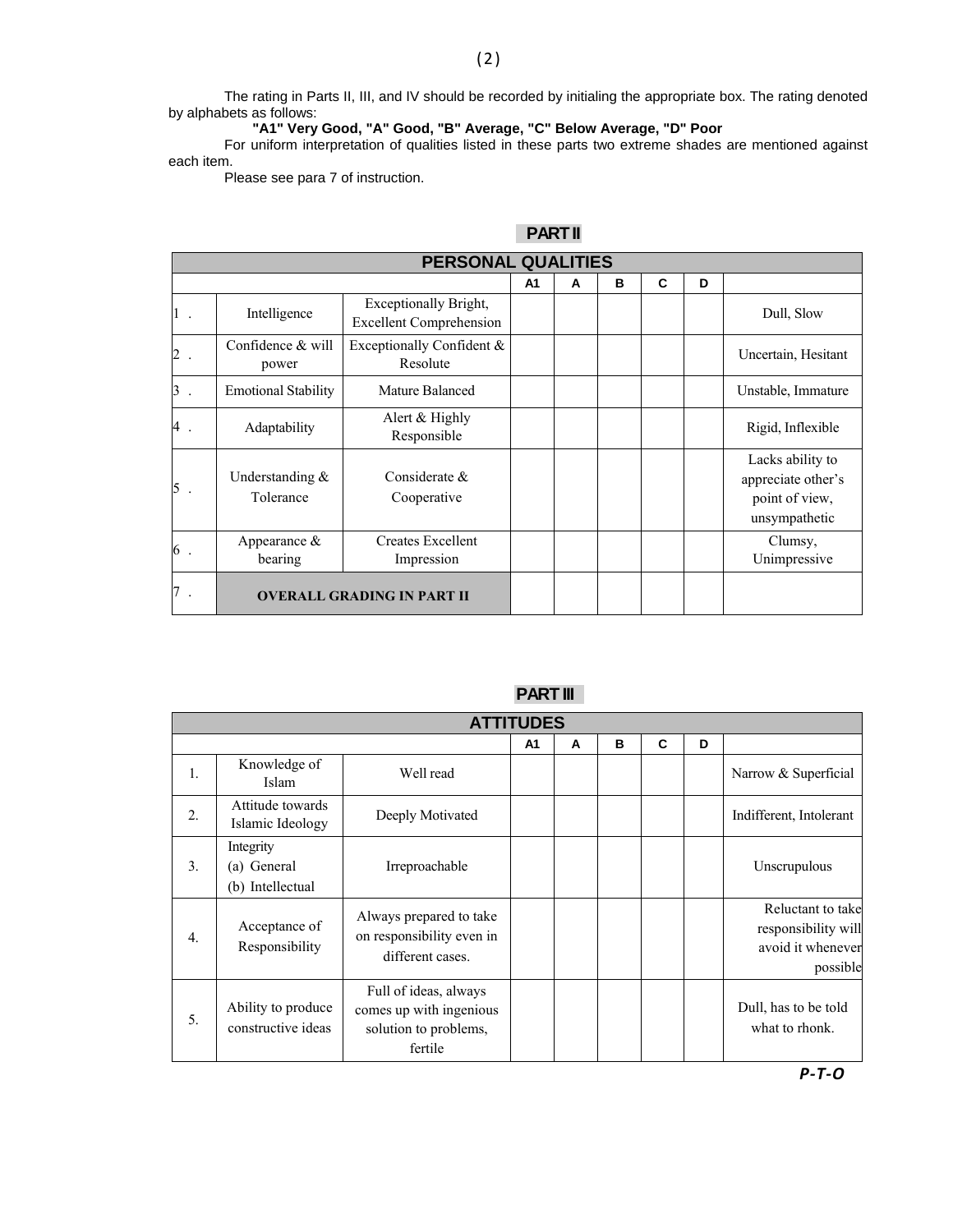The rating in Parts II, III, and IV should be recorded by initialing the appropriate box. The rating denoted by alphabets as follows:

**"A1" Very Good, "A" Good, "B" Average, "C" Below Average, "D" Poor**

For uniform interpretation of qualities listed in these parts two extreme shades are mentioned against each item.

Please see para 7 of instruction.

## PART II

| PERSONAL QUALITIES | | | | | | | | |
|---|---|---|---|---|---|---|---|---|
| | | | A1 | A | B | C | D | |
| 1 . | Intelligence | Exceptionally Bright, Excellent Comprehension | | | | | | Dull, Slow |
| 2 . | Confidence & will power | Exceptionally Confident & Resolute | | | | | | Uncertain, Hesitant |
| 3 . | Emotional Stability | Mature Balanced | | | | | | Unstable, Immature |
| 4 . | Adaptability | Alert & Highly Responsible | | | | | | Rigid, Inflexible |
| 5 . | Understanding & Tolerance | Considerate & Cooperative | | | | | | Lacks ability to appreciate other's point of view, unsympathetic |
| 6 . | Appearance & bearing | Creates Excellent Impression | | | | | | Clumsy, Unimpressive |
| 7 . | **OVERALL GRADING IN PART II** | | | | | | | |

## PART III

| ATTITUDES | | | | | | | | |
|---|---|---|---|---|---|---|---|---|
| | | | A1 | A | B | C | D | |
| 1. | Knowledge of Islam | Well read | | | | | | Narrow & Superficial |
| 2. | Attitude towards Islamic Ideology | Deeply Motivated | | | | | | Indifferent, Intolerant |
| 3. | Integrity (a) General (b) Intellectual | Irreproachable | | | | | | Unscrupulous |
| 4. | Acceptance of Responsibility | Always prepared to take on responsibility even in different cases. | | | | | | Reluctant to take responsibility will avoid it whenever possible |
| 5. | Ability to produce constructive ideas | Full of ideas, always comes up with ingenious solution to problems, fertile | | | | | | Dull, has to be told what to rhonk. |

***P-T-O***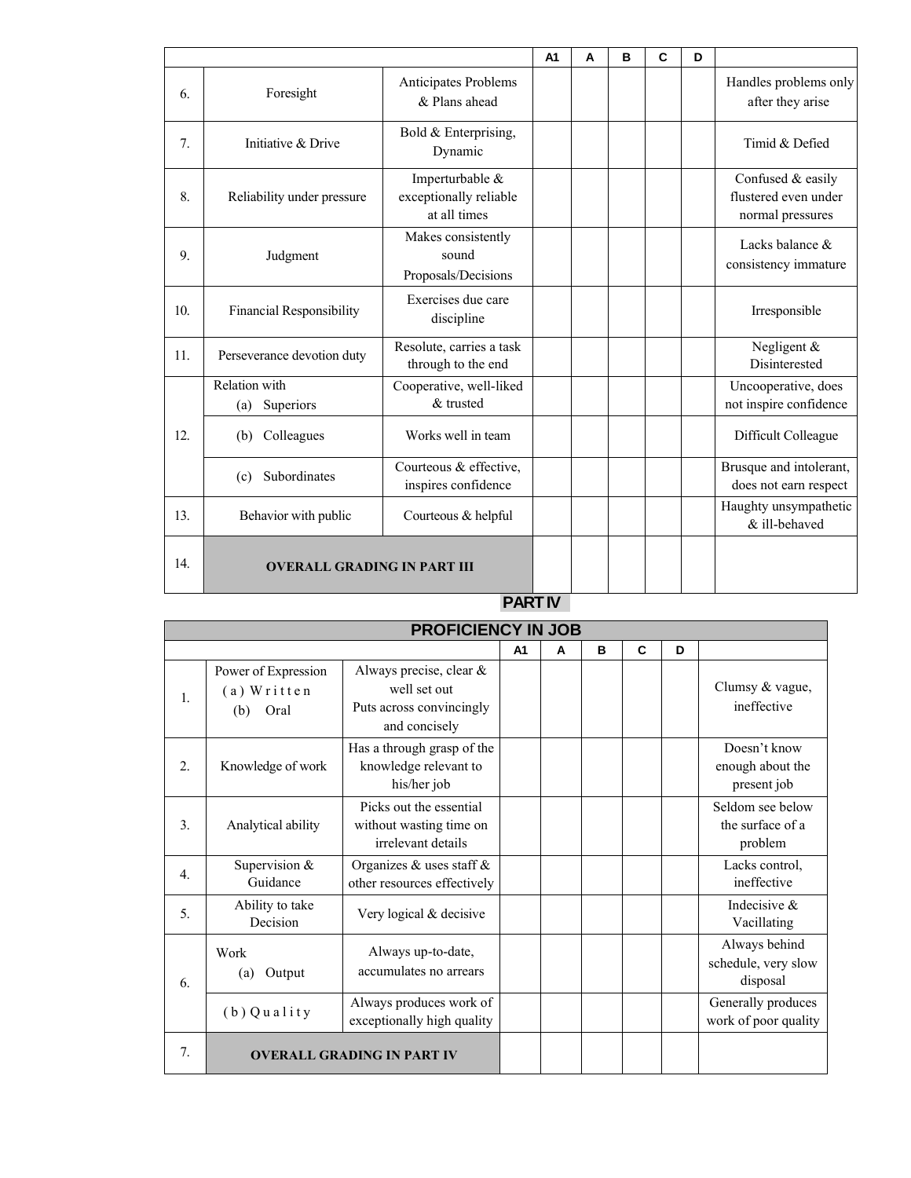| | | | A1 | A | B | C | D | |
|---|---|---|---|---|---|---|---|---|
| 6. | Foresight | Anticipates Problems & Plans ahead | | | | | | Handles problems only after they arise |
| 7. | Initiative & Drive | Bold & Enterprising, Dynamic | | | | | | Timid & Defied |
| 8. | Reliability under pressure | Imperturbable & exceptionally reliable at all times | | | | | | Confused & easily flustered even under normal pressures |
| 9. | Judgment | Makes consistently sound Proposals/Decisions | | | | | | Lacks balance & consistency immature |
| 10. | Financial Responsibility | Exercises due care discipline | | | | | | Irresponsible |
| 11. | Perseverance devotion duty | Resolute, carries a task through to the end | | | | | | Negligent & Disinterested |
| 12. | Relation with (a) Superiors | Cooperative, well-liked & trusted | | | | | | Uncooperative, does not inspire confidence |
| | (b) Colleagues | Works well in team | | | | | | Difficult Colleague |
| | (c) Subordinates | Courteous & effective, inspires confidence | | | | | | Brusque and intolerant, does not earn respect |
| 13. | Behavior with public | Courteous & helpful | | | | | | Haughty unsympathetic & ill-behaved |
| 14. | **OVERALL GRADING IN PART III** | | | | | | | |

## PART IV

### PROFICIENCY IN JOB

| | | | A1 | A | B | C | D | |
|---|---|---|---|---|---|---|---|---|
| 1. | Power of Expression (a) Written (b) Oral | Always precise, clear & well set out Puts across convincingly and concisely | | | | | | Clumsy & vague, ineffective |
| 2. | Knowledge of work | Has a through grasp of the knowledge relevant to his/her job | | | | | | Doesn't know enough about the present job |
| 3. | Analytical ability | Picks out the essential without wasting time on irrelevant details | | | | | | Seldom see below the surface of a problem |
| 4. | Supervision & Guidance | Organizes & uses staff & other resources effectively | | | | | | Lacks control, ineffective |
| 5. | Ability to take Decision | Very logical & decisive | | | | | | Indecisive & Vacillating |
| 6. | Work (a) Output | Always up-to-date, accumulates no arrears | | | | | | Always behind schedule, very slow disposal |
| | (b) Quality | Always produces work of exceptionally high quality | | | | | | Generally produces work of poor quality |
| 7. | **OVERALL GRADING IN PART IV** | | | | | | | |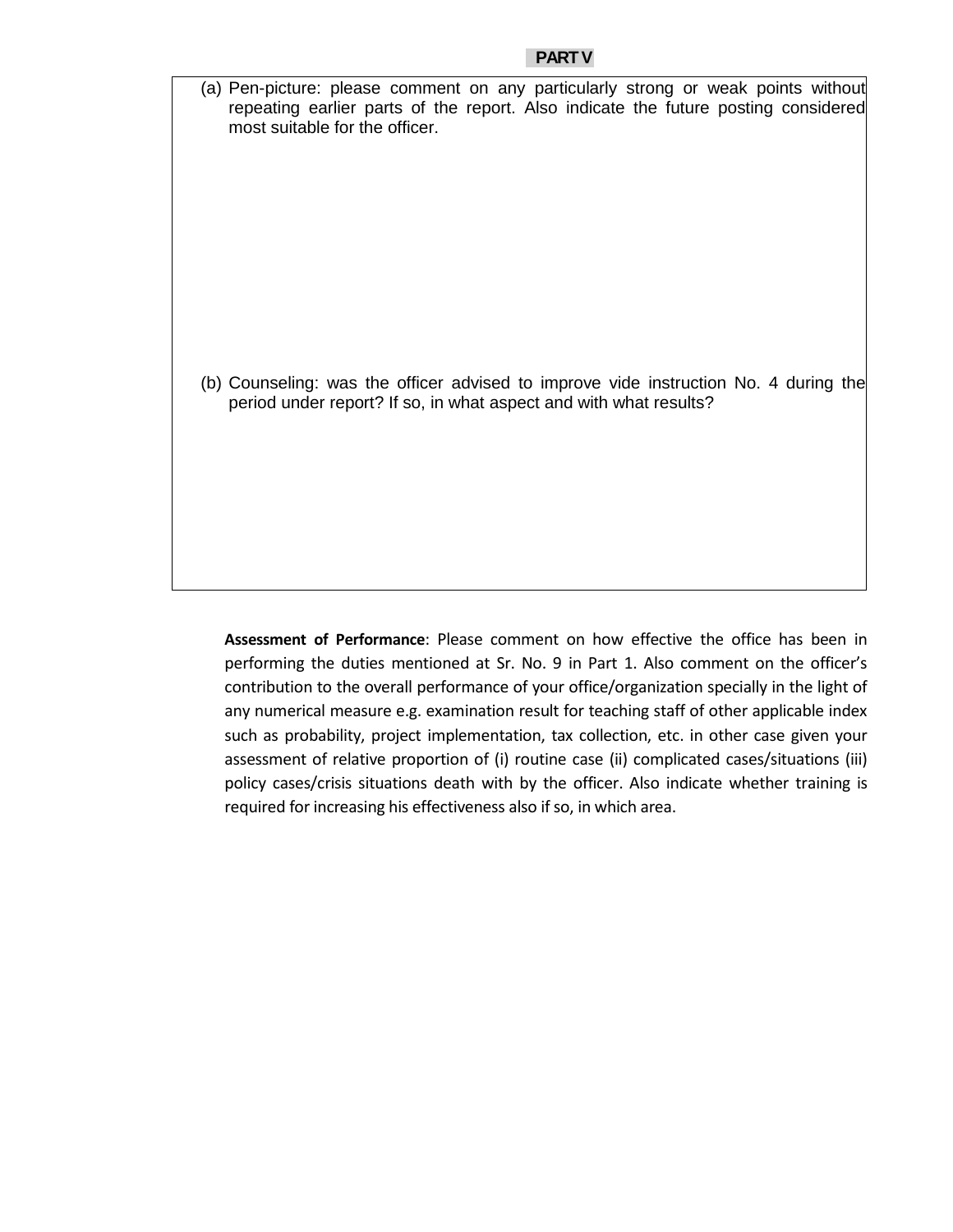## PART V

(a) Pen-picture: please comment on any particularly strong or weak points without repeating earlier parts of the report. Also indicate the future posting considered most suitable for the officer.

(b) Counseling: was the officer advised to improve vide instruction No. 4 during the period under report? If so, in what aspect and with what results?

**Assessment of Performance**: Please comment on how effective the office has been in performing the duties mentioned at Sr. No. 9 in Part 1. Also comment on the officer's contribution to the overall performance of your office/organization specially in the light of any numerical measure e.g. examination result for teaching staff of other applicable index such as probability, project implementation, tax collection, etc. in other case given your assessment of relative proportion of (i) routine case (ii) complicated cases/situations (iii) policy cases/crisis situations death with by the officer. Also indicate whether training is required for increasing his effectiveness also if so, in which area.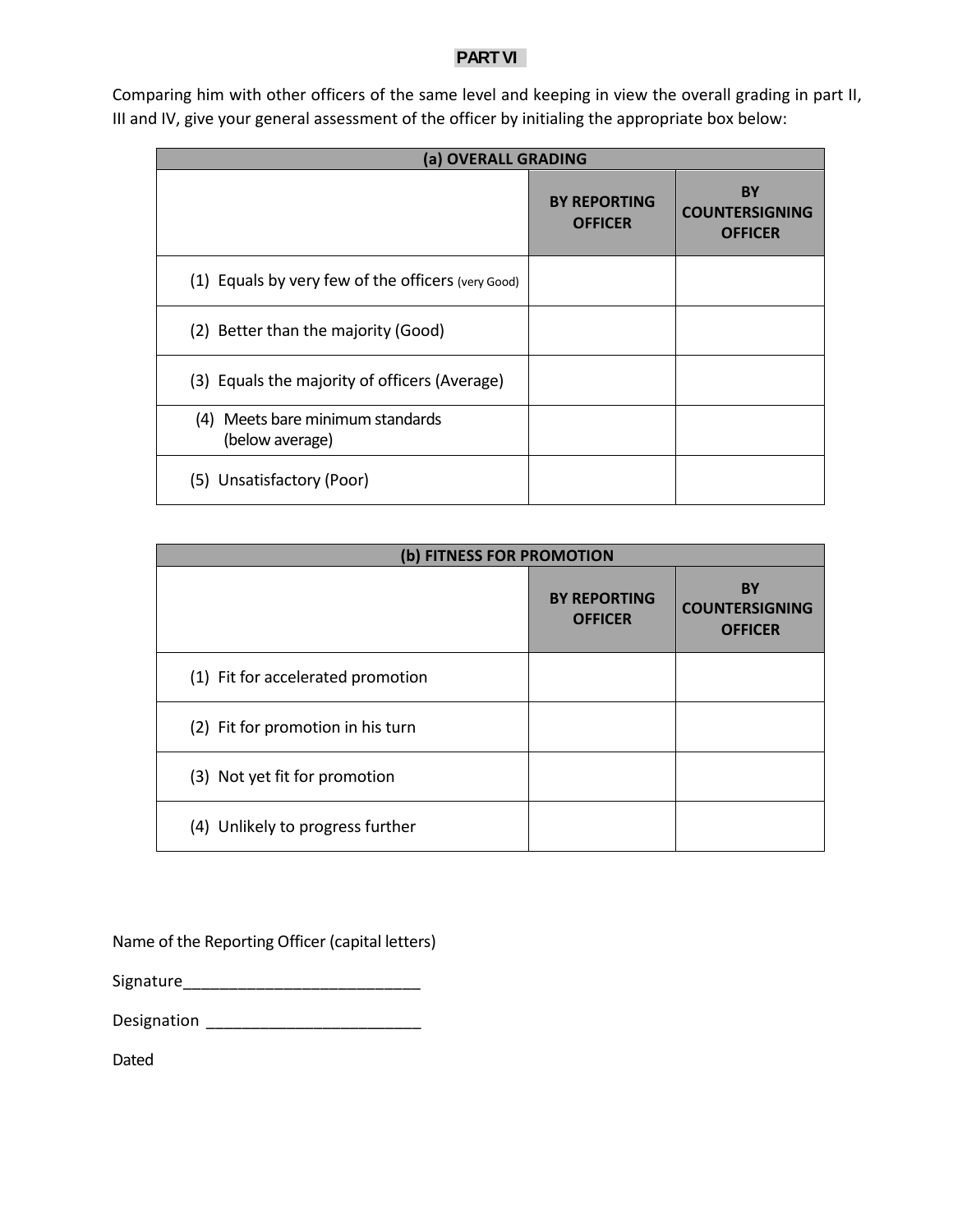## PART VI

Comparing him with other officers of the same level and keeping in view the overall grading in part II, III and IV, give your general assessment of the officer by initialing the appropriate box below:

| (a) OVERALL GRADING | | |
|---|---|---|
| | BY REPORTING OFFICER | BY COUNTERSIGNING OFFICER |
| (1) Equals by very few of the officers (very Good) | | |
| (2) Better than the majority (Good) | | |
| (3) Equals the majority of officers (Average) | | |
| (4) Meets bare minimum standards (below average) | | |
| (5) Unsatisfactory (Poor) | | |

| (b) FITNESS FOR PROMOTION | | |
|---|---|---|
| | BY REPORTING OFFICER | BY COUNTERSIGNING OFFICER |
| (1) Fit for accelerated promotion | | |
| (2) Fit for promotion in his turn | | |
| (3) Not yet fit for promotion | | |
| (4) Unlikely to progress further | | |

Name of the Reporting Officer (capital letters)

Signature___________________________

Designation _________________________

Dated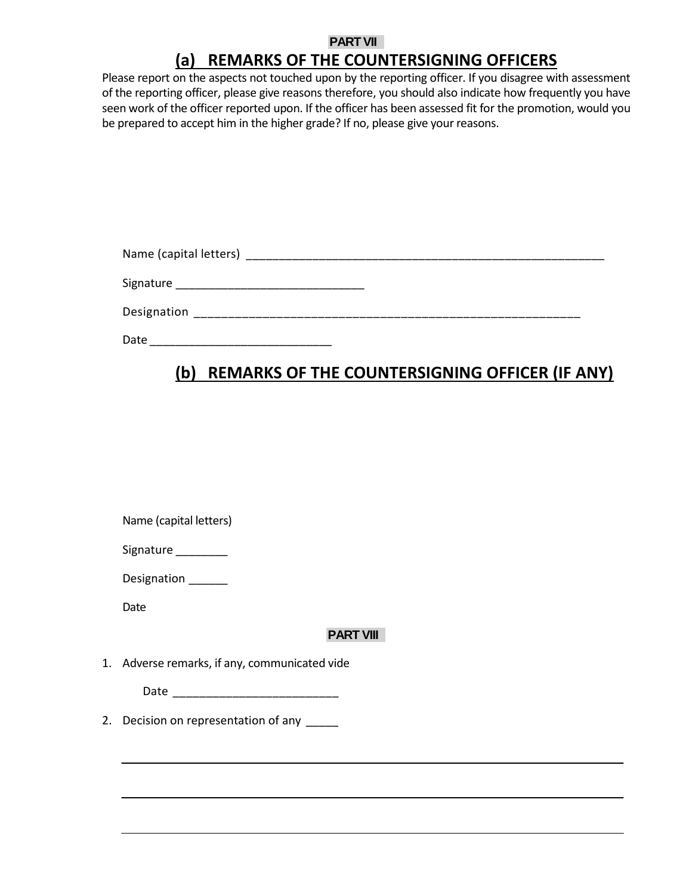**PART VII**

## (a) REMARKS OF THE COUNTERSIGNING OFFICERS

Please report on the aspects not touched upon by the reporting officer. If you disagree with assessment of the reporting officer, please give reasons therefore, you should also indicate how frequently you have seen work of the officer reported upon. If the officer has been assessed fit for the promotion, would you be prepared to accept him in the higher grade? If no, please give your reasons.

Name (capital letters) ________________________________________________________

Signature ____________________________

Designation _________________________________________________________

Date ___________________________

## (b) REMARKS OF THE COUNTERSIGNING OFFICER (IF ANY)

Name (capital letters)

Signature ________

Designation ______

Date

**PART VIII**

1. Adverse remarks, if any, communicated vide

   Date _________________________

2. Decision on representation of any _____

___

___

___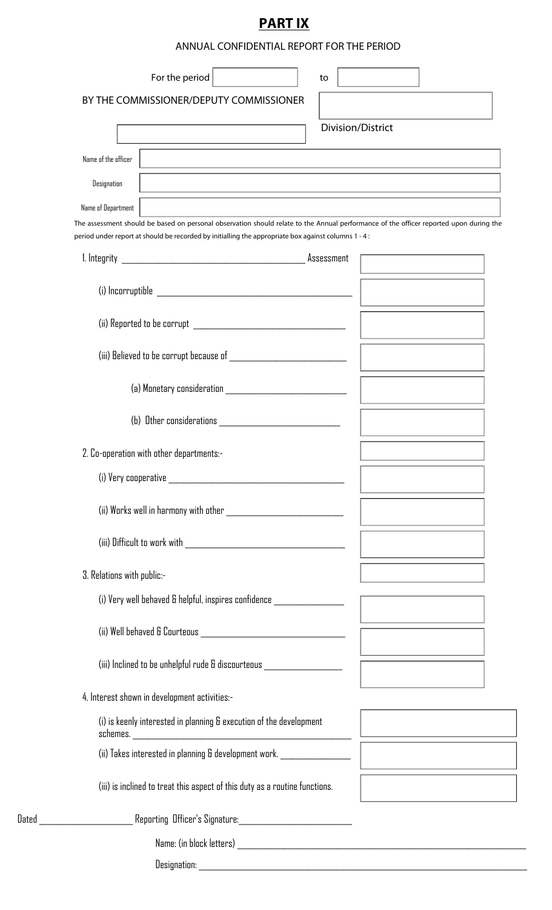# PART IX

ANNUAL CONFIDENTIAL REPORT FOR THE PERIOD

For the period ____________ to ____________

BY THE COMMISSIONER/DEPUTY COMMISSIONER ____________

____________ Division/District

| | |
|---|---|
| Name of the officer | |
| Designation | |
| Name of Department | |

The assessment should be based on personal observation should relate to the Annual performance of the officer reported upon during the period under report at should be recorded by initialling the appropriate box against columns 1 - 4 :

| | Assessment |
|---|---|
| 1. Integrity | |
| (i) Incorruptible | |
| (ii) Reported to be corrupt | |
| (iii) Believed to be corrupt because of | |
| (a) Monetary consideration | |
| (b) Other considerations | |
| 2. Co-operation with other departments:- | |
| (i) Very cooperative | |
| (ii) Works well in harmony with other | |
| (iii) Difficult to work with | |
| 3. Relations with public:- | |
| (i) Very well behaved & helpful, inspires confidence | |
| (ii) Well behaved & Courteous | |
| (iii) Inclined to be unhelpful rude & discourteous | |
| 4. Interest shown in development activities:- | |
| (i) is keenly interested in planning & execution of the development schemes. | |
| (ii) Takes interested in planning & development work. | |
| (iii) is inclined to treat this aspect of this duty as a routine functions. | |

Dated ____________ Reporting Officer's Signature: ____________

Name: (in block letters) ____________

Designation: ____________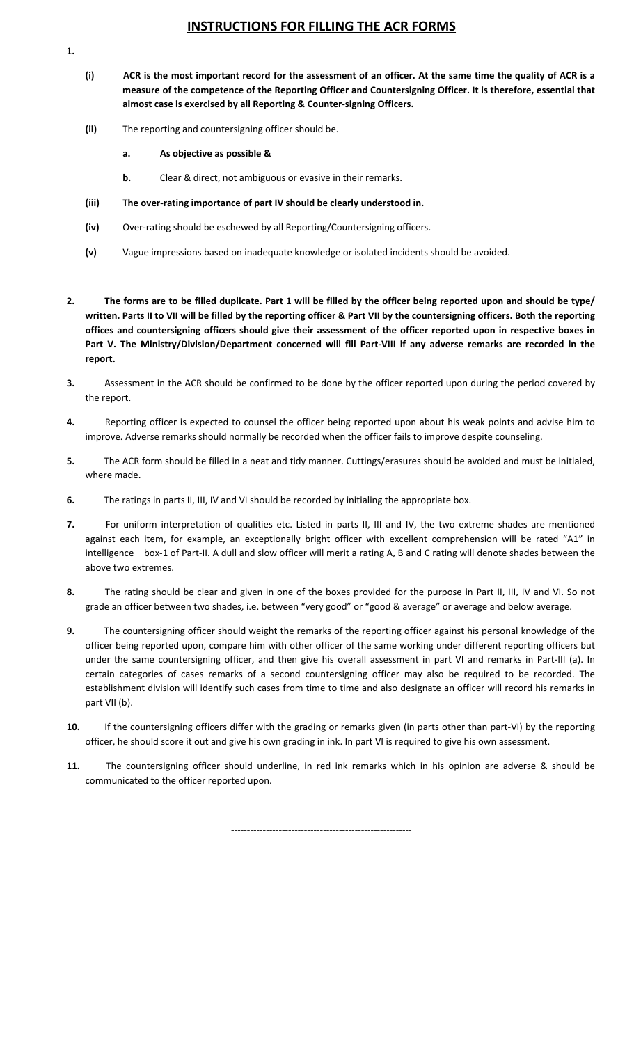# INSTRUCTIONS FOR FILLING THE ACR FORMS

**1.**

- **(i)** **ACR is the most important record for the assessment of an officer. At the same time the quality of ACR is a measure of the competence of the Reporting Officer and Countersigning Officer. It is therefore, essential that almost case is exercised by all Reporting & Counter-signing Officers.**

- **(ii)** The reporting and countersigning officer should be.

  - **a.** **As objective as possible &**

  - **b.** Clear & direct, not ambiguous or evasive in their remarks.

- **(iii)** **The over-rating importance of part IV should be clearly understood in.**

- **(iv)** Over-rating should be eschewed by all Reporting/Countersigning officers.

- **(v)** Vague impressions based on inadequate knowledge or isolated incidents should be avoided.

**2.** **The forms are to be filled duplicate. Part 1 will be filled by the officer being reported upon and should be type/ written. Parts II to VII will be filled by the reporting officer & Part VII by the countersigning officers. Both the reporting offices and countersigning officers should give their assessment of the officer reported upon in respective boxes in Part V. The Ministry/Division/Department concerned will fill Part-VIII if any adverse remarks are recorded in the report.**

**3.** Assessment in the ACR should be confirmed to be done by the officer reported upon during the period covered by the report.

**4.** Reporting officer is expected to counsel the officer being reported upon about his weak points and advise him to improve. Adverse remarks should normally be recorded when the officer fails to improve despite counseling.

**5.** The ACR form should be filled in a neat and tidy manner. Cuttings/erasures should be avoided and must be initialed, where made.

**6.** The ratings in parts II, III, IV and VI should be recorded by initialing the appropriate box.

**7.** For uniform interpretation of qualities etc. Listed in parts II, III and IV, the two extreme shades are mentioned against each item, for example, an exceptionally bright officer with excellent comprehension will be rated "A1" in intelligence box-1 of Part-II. A dull and slow officer will merit a rating A, B and C rating will denote shades between the above two extremes.

**8.** The rating should be clear and given in one of the boxes provided for the purpose in Part II, III, IV and VI. So not grade an officer between two shades, i.e. between "very good" or "good & average" or average and below average.

**9.** The countersigning officer should weight the remarks of the reporting officer against his personal knowledge of the officer being reported upon, compare him with other officer of the same working under different reporting officers but under the same countersigning officer, and then give his overall assessment in part VI and remarks in Part-III (a). In certain categories of cases remarks of a second countersigning officer may also be required to be recorded. The establishment division will identify such cases from time to time and also designate an officer will record his remarks in part VII (b).

**10.** If the countersigning officers differ with the grading or remarks given (in parts other than part-VI) by the reporting officer, he should score it out and give his own grading in ink. In part VI is required to give his own assessment.

**11.** The countersigning officer should underline, in red ink remarks which in his opinion are adverse & should be communicated to the officer reported upon.

---